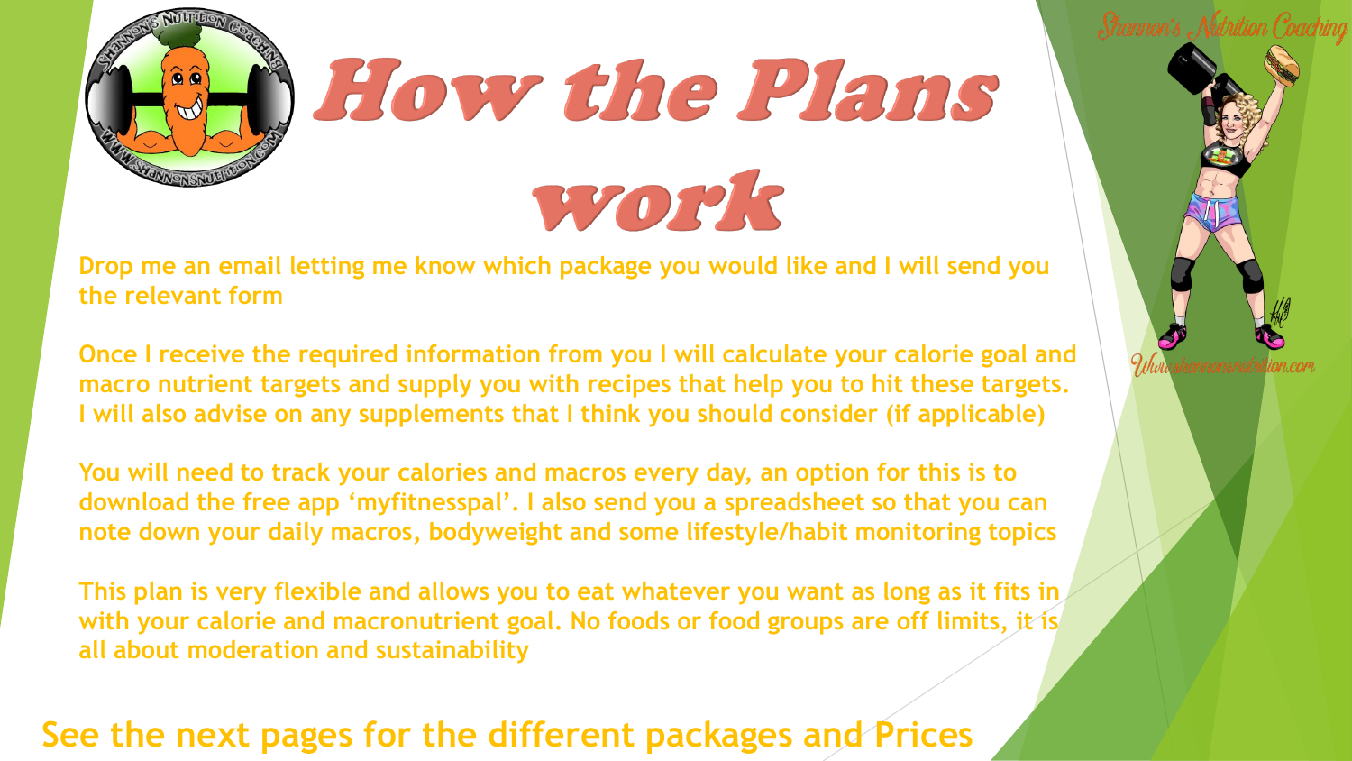# How the Plans work

Drop me an email letting me know which package you would like and I will send you the relevant form

Once I receive the required information from you I will calculate your calorie goal and macro nutrient targets and supply you with recipes that help you to hit these targets. I will also advise on any supplements that I think you should consider (if applicable)

You will need to track your calories and macros every day, an option for this is to download the free app 'myfitnesspal'. I also send you a spreadsheet so that you can note down your daily macros, bodyweight and some lifestyle/habit monitoring topics

This plan is very flexible and allows you to eat whatever you want as long as it fits in with your calorie and macronutrient goal. No foods or food groups are off limits, it is all about moderation and sustainability

## See the next pages for the different packages and Prices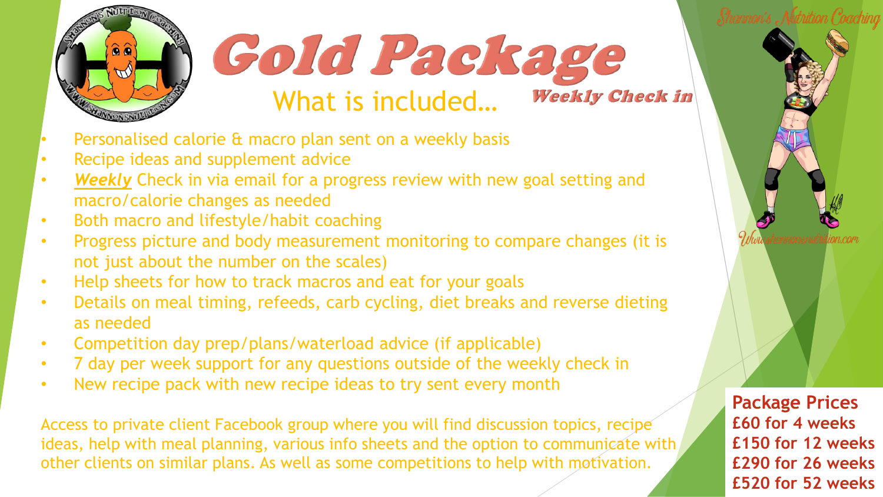# Gold Package

## What is included…

*Weekly Check in*

- Personalised calorie & macro plan sent on a weekly basis
- Recipe ideas and supplement advice
- ***Weekly*** Check in via email for a progress review with new goal setting and macro/calorie changes as needed
- Both macro and lifestyle/habit coaching
- Progress picture and body measurement monitoring to compare changes (it is not just about the number on the scales)
- Help sheets for how to track macros and eat for your goals
- Details on meal timing, refeeds, carb cycling, diet breaks and reverse dieting as needed
- Competition day prep/plans/waterload advice (if applicable)
- 7 day per week support for any questions outside of the weekly check in
- New recipe pack with new recipe ideas to try sent every month

Access to private client Facebook group where you will find discussion topics, recipe ideas, help with meal planning, various info sheets and the option to communicate with other clients on similar plans. As well as some competitions to help with motivation.

**Package Prices**

**£60 for 4 weeks**

**£150 for 12 weeks**

**£290 for 26 weeks**

**£520 for 52 weeks**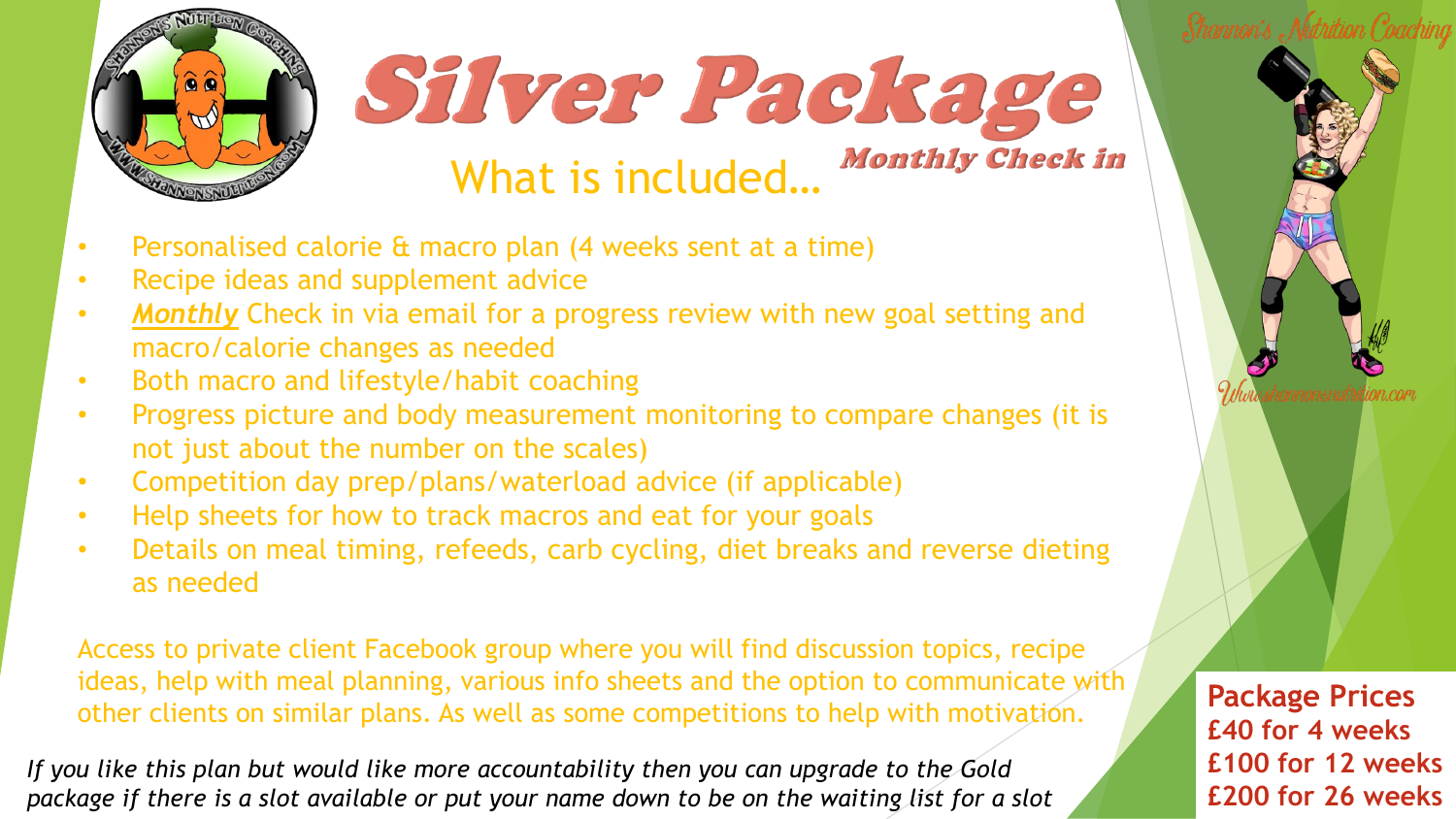# Silver Package

## What is included… *Monthly Check in*

- Personalised calorie & macro plan (4 weeks sent at a time)
- Recipe ideas and supplement advice
- ***Monthly*** Check in via email for a progress review with new goal setting and macro/calorie changes as needed
- Both macro and lifestyle/habit coaching
- Progress picture and body measurement monitoring to compare changes (it is not just about the number on the scales)
- Competition day prep/plans/waterload advice (if applicable)
- Help sheets for how to track macros and eat for your goals
- Details on meal timing, refeeds, carb cycling, diet breaks and reverse dieting as needed

Access to private client Facebook group where you will find discussion topics, recipe ideas, help with meal planning, various info sheets and the option to communicate with other clients on similar plans. As well as some competitions to help with motivation.

*If you like this plan but would like more accountability then you can upgrade to the Gold package if there is a slot available or put your name down to be on the waiting list for a slot*

**Package Prices**
**£40 for 4 weeks**
**£100 for 12 weeks**
**£200 for 26 weeks**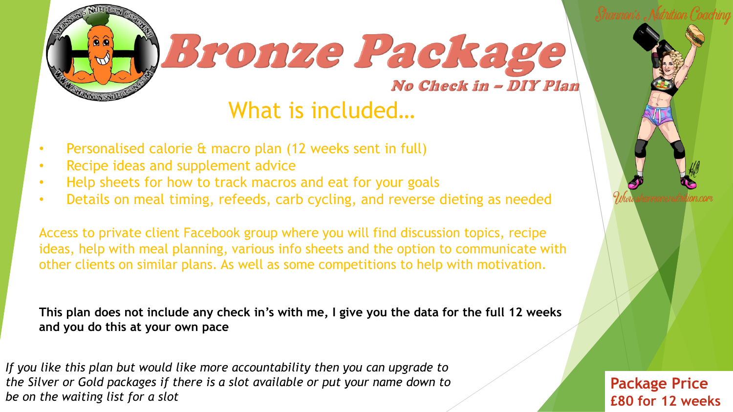# Bronze Package

### No Check in – DIY Plan

## What is included…

- Personalised calorie & macro plan (12 weeks sent in full)
- Recipe ideas and supplement advice
- Help sheets for how to track macros and eat for your goals
- Details on meal timing, refeeds, carb cycling, and reverse dieting as needed

Access to private client Facebook group where you will find discussion topics, recipe ideas, help with meal planning, various info sheets and the option to communicate with other clients on similar plans. As well as some competitions to help with motivation.

**This plan does not include any check in's with me, I give you the data for the full 12 weeks and you do this at your own pace**

*If you like this plan but would like more accountability then you can upgrade to the Silver or Gold packages if there is a slot available or put your name down to be on the waiting list for a slot*

**Package Price**
**£80 for 12 weeks**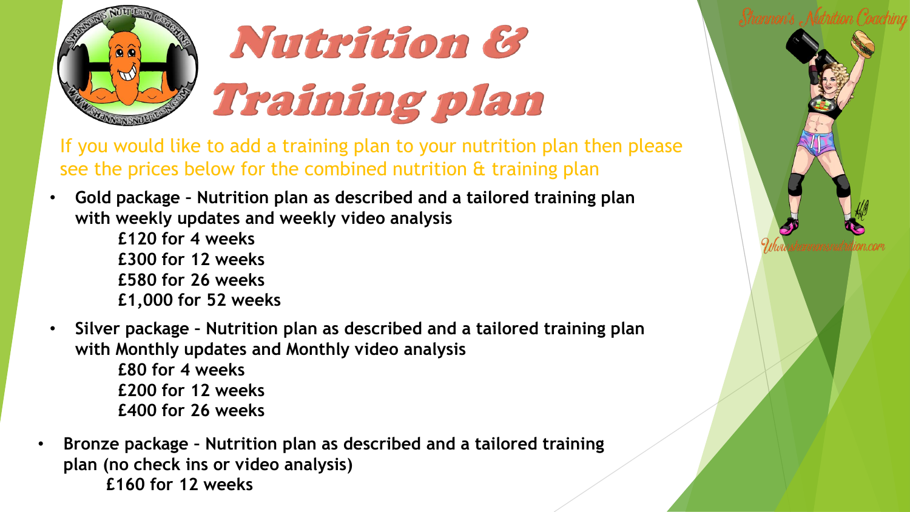# Nutrition & Training plan

If you would like to add a training plan to your nutrition plan then please see the prices below for the combined nutrition & training plan

- **Gold package – Nutrition plan as described and a tailored training plan with weekly updates and weekly video analysis**
  **£120 for 4 weeks**
  **£300 for 12 weeks**
  **£580 for 26 weeks**
  **£1,000 for 52 weeks**
- **Silver package – Nutrition plan as described and a tailored training plan with Monthly updates and Monthly video analysis**
  **£80 for 4 weeks**
  **£200 for 12 weeks**
  **£400 for 26 weeks**
- **Bronze package – Nutrition plan as described and a tailored training plan (no check ins or video analysis)**
  **£160 for 12 weeks**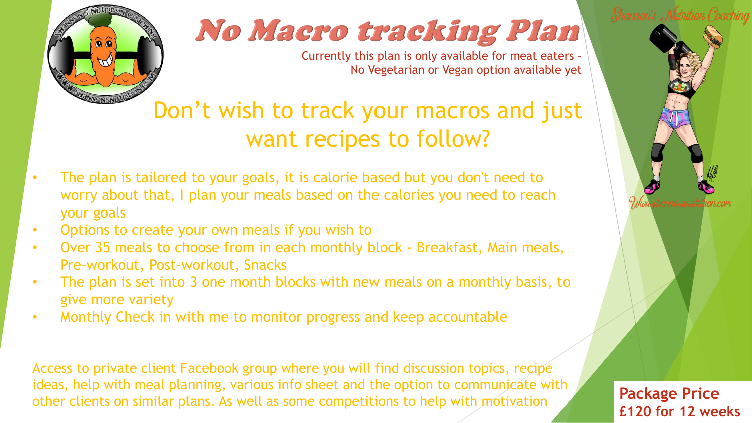# No Macro tracking Plan

Currently this plan is only available for meat eaters – No Vegetarian or Vegan option available yet

## Don't wish to track your macros and just want recipes to follow?

- The plan is tailored to your goals, it is calorie based but you don't need to worry about that, I plan your meals based on the calories you need to reach your goals
- Options to create your own meals if you wish to
- Over 35 meals to choose from in each monthly block - Breakfast, Main meals, Pre-workout, Post-workout, Snacks
- The plan is set into 3 one month blocks with new meals on a monthly basis, to give more variety
- Monthly Check in with me to monitor progress and keep accountable

Access to private client Facebook group where you will find discussion topics, recipe ideas, help with meal planning, various info sheet and the option to communicate with other clients on similar plans. As well as some competitions to help with motivation

**Package Price**
**£120 for 12 weeks**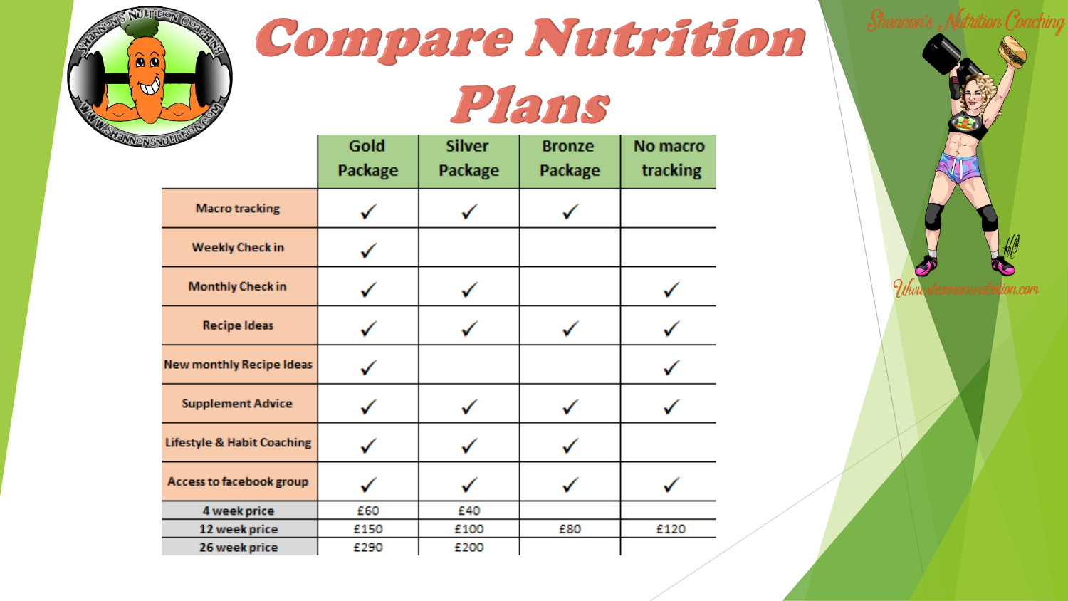# Compare Nutrition Plans

| | Gold Package | Silver Package | Bronze Package | No macro tracking |
|---|---|---|---|---|
| Macro tracking | ✓ | ✓ | ✓ | |
| Weekly Check in | ✓ | | | |
| Monthly Check in | ✓ | ✓ | | ✓ |
| Recipe Ideas | ✓ | ✓ | ✓ | ✓ |
| New monthly Recipe Ideas | ✓ | | | ✓ |
| Supplement Advice | ✓ | ✓ | ✓ | ✓ |
| Lifestyle & Habit Coaching | ✓ | ✓ | ✓ | |
| Access to facebook group | ✓ | ✓ | ✓ | ✓ |
| 4 week price | £60 | £40 | | |
| 12 week price | £150 | £100 | £80 | £120 |
| 26 week price | £290 | £200 | | |

Shannon's Nutrition Coaching

Www.shannonsnutrition.com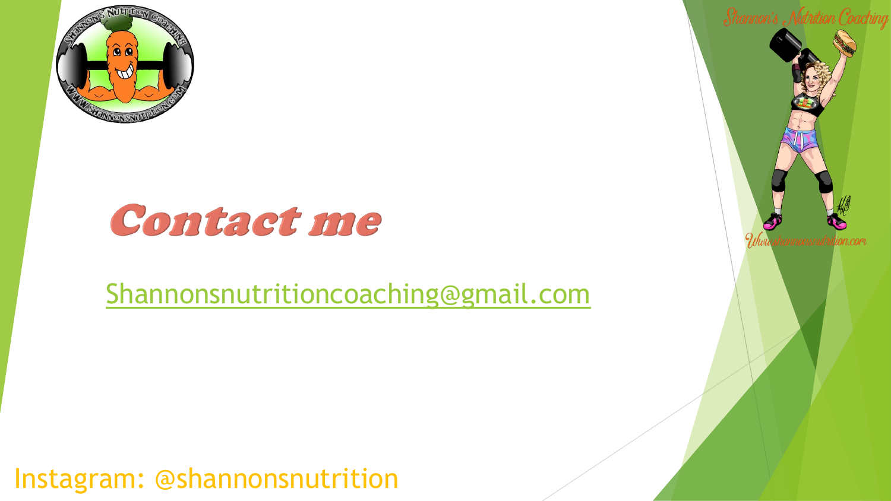# Contact me

Shannonsnutritioncoaching@gmail.com

Instagram: @shannonsnutrition